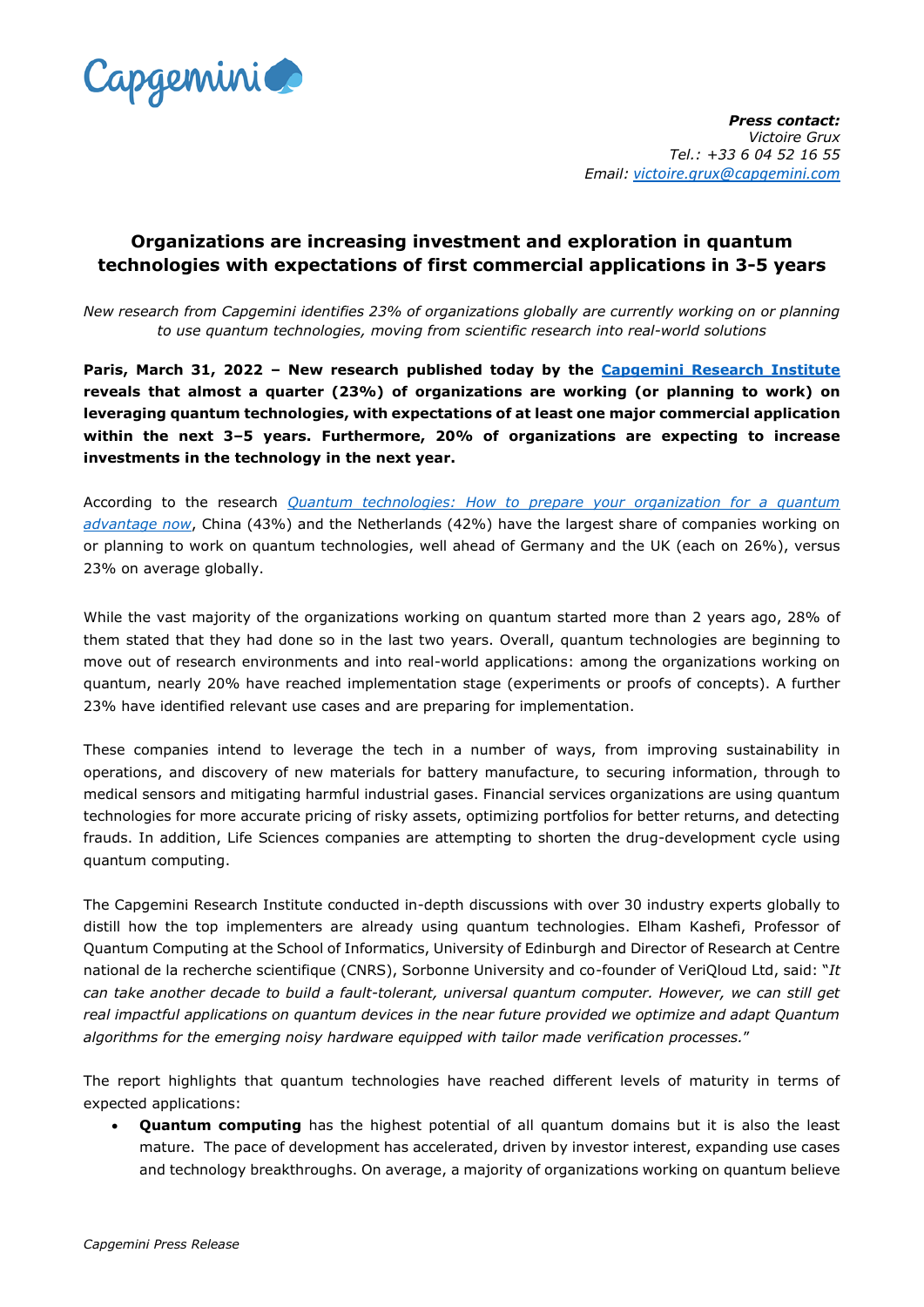**Press contact:**
*Victoire Grux*
*Tel.: +33 6 04 52 16 55*
*Email: [victoire.grux@capgemini.com](mailto:victoire.grux@capgemini.com)*

# Organizations are increasing investment and exploration in quantum technologies with expectations of first commercial applications in 3-5 years

*New research from Capgemini identifies 23% of organizations globally are currently working on or planning to use quantum technologies, moving from scientific research into real-world solutions*

**Paris, March 31, 2022 – New research published today by the [Capgemini Research Institute](https://www.capgemini.com/research-institute/) reveals that almost a quarter (23%) of organizations are working (or planning to work) on leveraging quantum technologies, with expectations of at least one major commercial application within the next 3–5 years. Furthermore, 20% of organizations are expecting to increase investments in the technology in the next year.**

According to the research *[Quantum technologies: How to prepare your organization for a quantum advantage now]()*, China (43%) and the Netherlands (42%) have the largest share of companies working on or planning to work on quantum technologies, well ahead of Germany and the UK (each on 26%), versus 23% on average globally.

While the vast majority of the organizations working on quantum started more than 2 years ago, 28% of them stated that they had done so in the last two years. Overall, quantum technologies are beginning to move out of research environments and into real-world applications: among the organizations working on quantum, nearly 20% have reached implementation stage (experiments or proofs of concepts). A further 23% have identified relevant use cases and are preparing for implementation.

These companies intend to leverage the tech in a number of ways, from improving sustainability in operations, and discovery of new materials for battery manufacture, to securing information, through to medical sensors and mitigating harmful industrial gases. Financial services organizations are using quantum technologies for more accurate pricing of risky assets, optimizing portfolios for better returns, and detecting frauds. In addition, Life Sciences companies are attempting to shorten the drug-development cycle using quantum computing.

The Capgemini Research Institute conducted in-depth discussions with over 30 industry experts globally to distill how the top implementers are already using quantum technologies. Elham Kashefi, Professor of Quantum Computing at the School of Informatics, University of Edinburgh and Director of Research at Centre national de la recherche scientifique (CNRS), Sorbonne University and co-founder of VeriQloud Ltd, said: "*It can take another decade to build a fault-tolerant, universal quantum computer. However, we can still get real impactful applications on quantum devices in the near future provided we optimize and adapt Quantum algorithms for the emerging noisy hardware equipped with tailor made verification processes.*"

The report highlights that quantum technologies have reached different levels of maturity in terms of expected applications:

- **Quantum computing** has the highest potential of all quantum domains but it is also the least mature. The pace of development has accelerated, driven by investor interest, expanding use cases and technology breakthroughs. On average, a majority of organizations working on quantum believe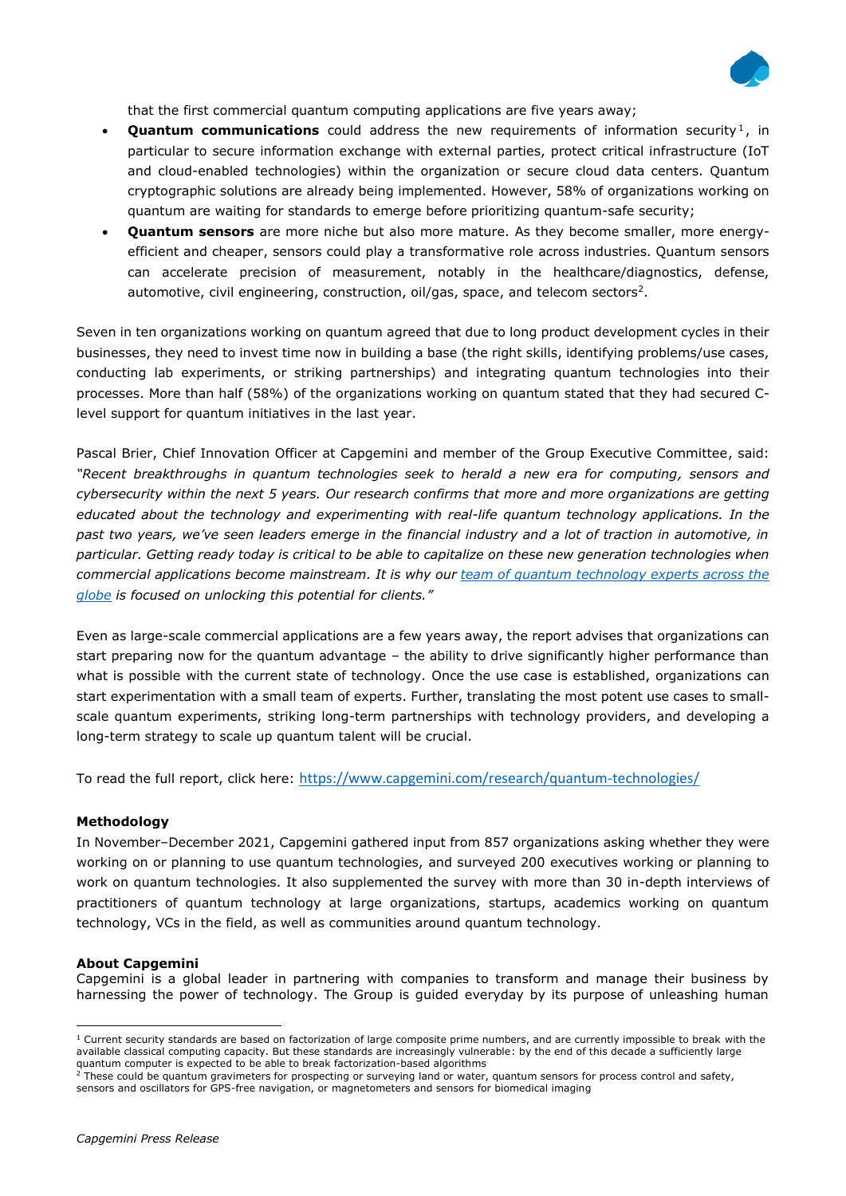that the first commercial quantum computing applications are five years away;

- **Quantum communications** could address the new requirements of information security[1], in particular to secure information exchange with external parties, protect critical infrastructure (IoT and cloud-enabled technologies) within the organization or secure cloud data centers. Quantum cryptographic solutions are already being implemented. However, 58% of organizations working on quantum are waiting for standards to emerge before prioritizing quantum-safe security;
- **Quantum sensors** are more niche but also more mature. As they become smaller, more energy-efficient and cheaper, sensors could play a transformative role across industries. Quantum sensors can accelerate precision of measurement, notably in the healthcare/diagnostics, defense, automotive, civil engineering, construction, oil/gas, space, and telecom sectors[2].

Seven in ten organizations working on quantum agreed that due to long product development cycles in their businesses, they need to invest time now in building a base (the right skills, identifying problems/use cases, conducting lab experiments, or striking partnerships) and integrating quantum technologies into their processes. More than half (58%) of the organizations working on quantum stated that they had secured C-level support for quantum initiatives in the last year.

Pascal Brier, Chief Innovation Officer at Capgemini and member of the Group Executive Committee, said: *"Recent breakthroughs in quantum technologies seek to herald a new era for computing, sensors and cybersecurity within the next 5 years. Our research confirms that more and more organizations are getting educated about the technology and experimenting with real-life quantum technology applications. In the past two years, we've seen leaders emerge in the financial industry and a lot of traction in automotive, in particular. Getting ready today is critical to be able to capitalize on these new generation technologies when commercial applications become mainstream. It is why our team of quantum technology experts across the globe is focused on unlocking this potential for clients."*

Even as large-scale commercial applications are a few years away, the report advises that organizations can start preparing now for the quantum advantage – the ability to drive significantly higher performance than what is possible with the current state of technology. Once the use case is established, organizations can start experimentation with a small team of experts. Further, translating the most potent use cases to small-scale quantum experiments, striking long-term partnerships with technology providers, and developing a long-term strategy to scale up quantum talent will be crucial.

To read the full report, click here: https://www.capgemini.com/research/quantum-technologies/

**Methodology**

In November–December 2021, Capgemini gathered input from 857 organizations asking whether they were working on or planning to use quantum technologies, and surveyed 200 executives working or planning to work on quantum technologies. It also supplemented the survey with more than 30 in-depth interviews of practitioners of quantum technology at large organizations, startups, academics working on quantum technology, VCs in the field, as well as communities around quantum technology.

**About Capgemini**

Capgemini is a global leader in partnering with companies to transform and manage their business by harnessing the power of technology. The Group is guided everyday by its purpose of unleashing human

[1] Current security standards are based on factorization of large composite prime numbers, and are currently impossible to break with the available classical computing capacity. But these standards are increasingly vulnerable: by the end of this decade a sufficiently large quantum computer is expected to be able to break factorization-based algorithms

[2] These could be quantum gravimeters for prospecting or surveying land or water, quantum sensors for process control and safety, sensors and oscillators for GPS-free navigation, or magnetometers and sensors for biomedical imaging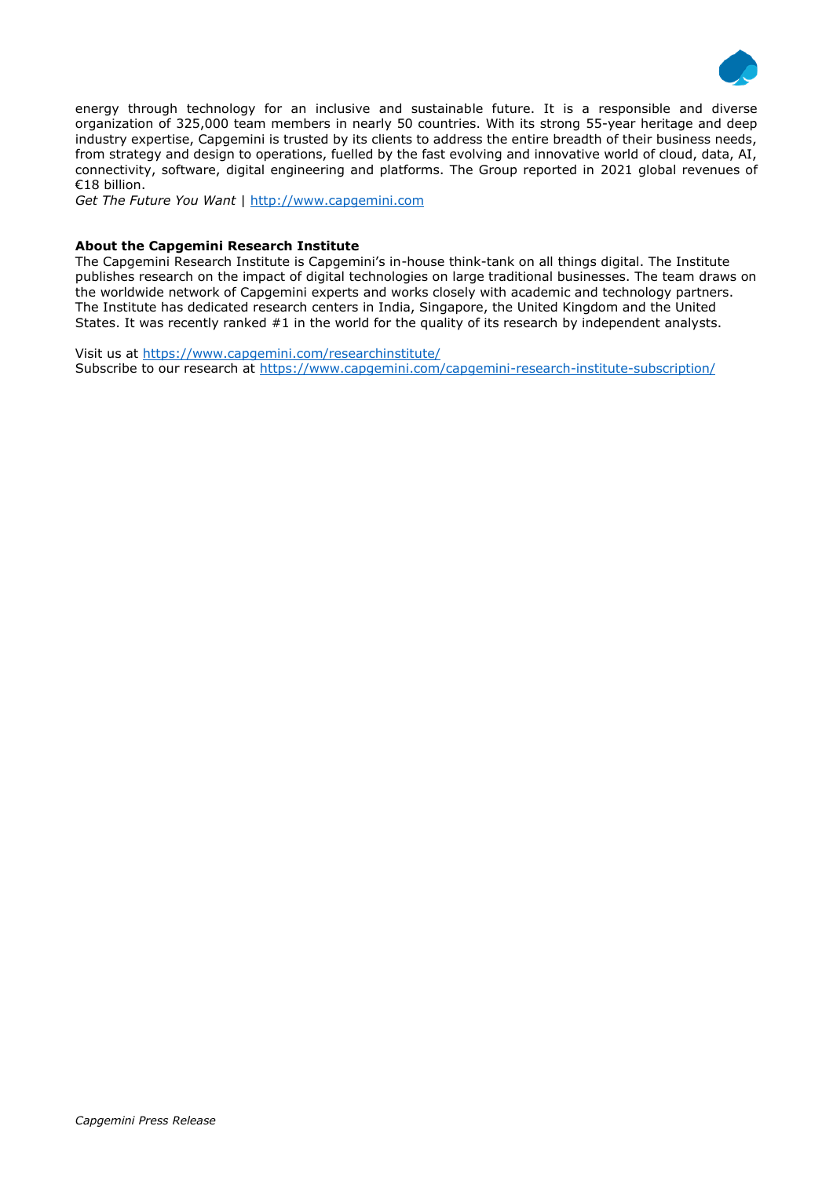energy through technology for an inclusive and sustainable future. It is a responsible and diverse organization of 325,000 team members in nearly 50 countries. With its strong 55-year heritage and deep industry expertise, Capgemini is trusted by its clients to address the entire breadth of their business needs, from strategy and design to operations, fuelled by the fast evolving and innovative world of cloud, data, AI, connectivity, software, digital engineering and platforms. The Group reported in 2021 global revenues of €18 billion.

*Get The Future You Want* | http://www.capgemini.com

**About the Capgemini Research Institute**

The Capgemini Research Institute is Capgemini's in-house think-tank on all things digital. The Institute publishes research on the impact of digital technologies on large traditional businesses. The team draws on the worldwide network of Capgemini experts and works closely with academic and technology partners. The Institute has dedicated research centers in India, Singapore, the United Kingdom and the United States. It was recently ranked #1 in the world for the quality of its research by independent analysts.

Visit us at https://www.capgemini.com/researchinstitute/

Subscribe to our research at https://www.capgemini.com/capgemini-research-institute-subscription/